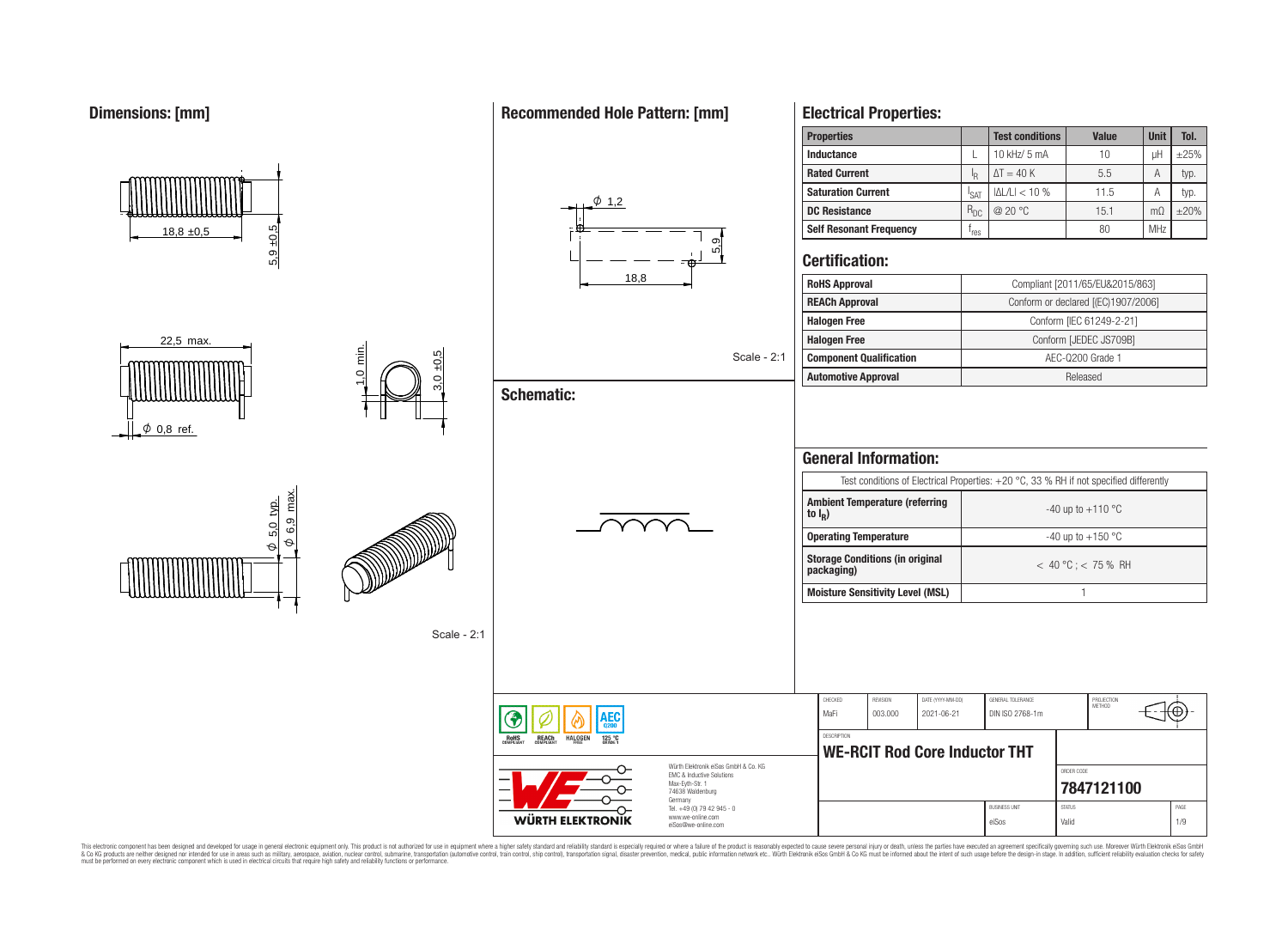## Dimensions: [mm]

18,8 ±0,5

5,9 ±0,5

22,5 max.

$\phi$ 0,8 ref.

1,0 min.

3,0 ±0,5

$\phi$ 5,0 typ.

$\phi$ 6,9 max.

Scale - 2:1

## Recommended Hole Pattern: [mm]

$\phi$ 1,2

5,9

18,8

Scale - 2:1

## Schematic:

## Electrical Properties:

| Properties | | Test conditions | Value | Unit | Tol. |
|---|---|---|---|---|---|
| Inductance | L | 10 kHz/ 5 mA | 10 | µH | ±25% |
| Rated Current | $I_R$ | ΔT = 40 K | 5.5 | A | typ. |
| Saturation Current | $I_{SAT}$ | \|ΔL/L\| < 10 % | 11.5 | A | typ. |
| DC Resistance | $R_{DC}$ | @ 20 °C | 15.1 | mΩ | ±20% |
| Self Resonant Frequency | $f_{res}$ | | 80 | MHz | |

## Certification:

| | |
|---|---|
| RoHS Approval | Compliant [2011/65/EU&2015/863] |
| REACh Approval | Conform or declared [(EC)1907/2006] |
| Halogen Free | Conform [IEC 61249-2-21] |
| Halogen Free | Conform [JEDEC JS709B] |
| Component Qualification | AEC-Q200 Grade 1 |
| Automotive Approval | Released |

## General Information:

Test conditions of Electrical Properties: +20 °C, 33 % RH if not specified differently

| | |
|---|---|
| Ambient Temperature (referring to $I_R$) | -40 up to +110 °C |
| Operating Temperature | -40 up to +150 °C |
| Storage Conditions (in original packaging) | < 40 °C ; < 75 % RH |
| Moisture Sensitivity Level (MSL) | 1 |

| CHECKED | REVISION | DATE (YYYY-MM-DD) | GENERAL TOLERANCE | PROJECTION METHOD |
|---|---|---|---|---|
| MaFi | 003.000 | 2021-06-21 | DIN ISO 2768-1m | |

DESCRIPTION: **WE-RCIT Rod Core Inductor THT**

ORDER CODE: **7847121100**

BUSINESS UNIT: eiSos — STATUS: Valid — PAGE: 1/9

RoHS COMPLIANT · REACh COMPLIANT · HALOGEN FREE · AEC Q200 125 °C GRADE 1

Würth Elektronik eiSos GmbH & Co. KG
EMC & Inductive Solutions
Max-Eyth-Str. 1
74638 Waldenburg
Germany
Tel. +49 (0) 79 42 945 - 0
www.we-online.com
eiSos@we-online.com

WÜRTH ELEKTRONIK

This electronic component has been designed and developed for usage in general electronic equipment only. This product is not authorized for use in equipment where a higher safety standard and reliability standard is especially required or where a failure of the product is reasonably expected to cause severe personal injury or death, unless the parties have executed an agreement specifically governing such use. Moreover Würth Elektronik eiSos GmbH & Co KG products are neither designed nor intended for use in areas such as military, aerospace, aviation, nuclear control, submarine, transportation (automotive control, train control, ship control), transportation signal, disaster prevention, medical, public information network etc.. Würth Elektronik eiSos GmbH & Co KG must be informed about the intent of such usage before the design-in stage. In addition, sufficient reliability evaluation checks for safety must be performed on every electronic component which is used in electrical circuits that require high safety and reliability functions or performance.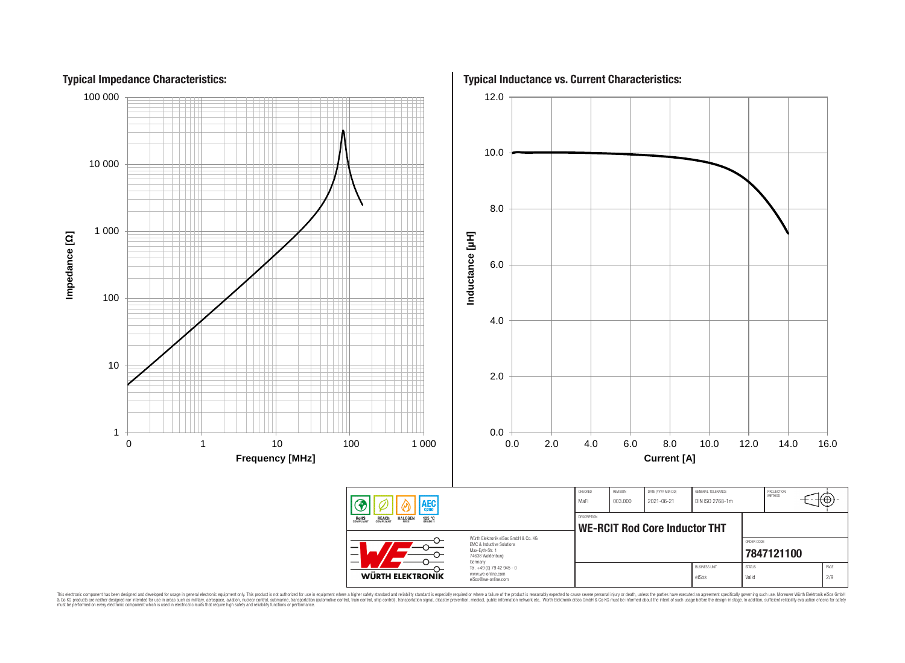## Typical Impedance Characteristics:

Impedance [Ω]

100 000
10 000
1 000
100
10
1

0 | 1 | 10 | 100 | 1 000

Frequency [MHz]

## Typical Inductance vs. Current Characteristics:

Inductance [µH]

12.0
10.0
8.0
6.0
4.0
2.0
0.0

0.0 | 2.0 | 4.0 | 6.0 | 8.0 | 10.0 | 12.0 | 14.0 | 16.0

Current [A]

| CHECKED | REVISION | DATE (YYYY-MM-DD) | GENERAL TOLERANCE | PROJECTION METHOD |
|---|---|---|---|---|
| MaFi | 003.000 | 2021-06-21 | DIN ISO 2768-1m | |

DESCRIPTION

**WE-RCIT Rod Core Inductor THT**

ORDER CODE

**7847121100**

| BUSINESS UNIT | STATUS | PAGE |
|---|---|---|
| eiSos | Valid | 2/9 |

RoHS COMPLIANT | REACh COMPLIANT | HALOGEN FREE | AEC Q200 125 °C GRADE 1

WÜRTH ELEKTRONIK

Würth Elektronik eiSos GmbH & Co. KG
EMC & Inductive Solutions
Max-Eyth-Str. 1
74638 Waldenburg
Germany
Tel. +49 (0) 79 42 945 - 0
www.we-online.com
eiSos@we-online.com

This electronic component has been designed and developed for usage in general electronic equipment only. This product is not authorized for use in equipment where a higher safety standard and reliability standard is especially required or where a failure of the product is reasonably expected to cause severe personal injury or death, unless the parties have executed an agreement specifically governing such use. Moreover Würth Elektronik eiSos GmbH & Co KG products are neither designed nor intended for use in areas such as military, aerospace, aviation, nuclear control, submarine, transportation (automotive control, train control, ship control), transportation signal, disaster prevention, medical, public information network etc.. Würth Elektronik eiSos GmbH & Co KG must be informed about the intent of such usage before the design-in stage. In addition, sufficient reliability evaluation checks for safety must be performed on every electronic component which is used in electrical circuits that require high safety and reliability functions or performance.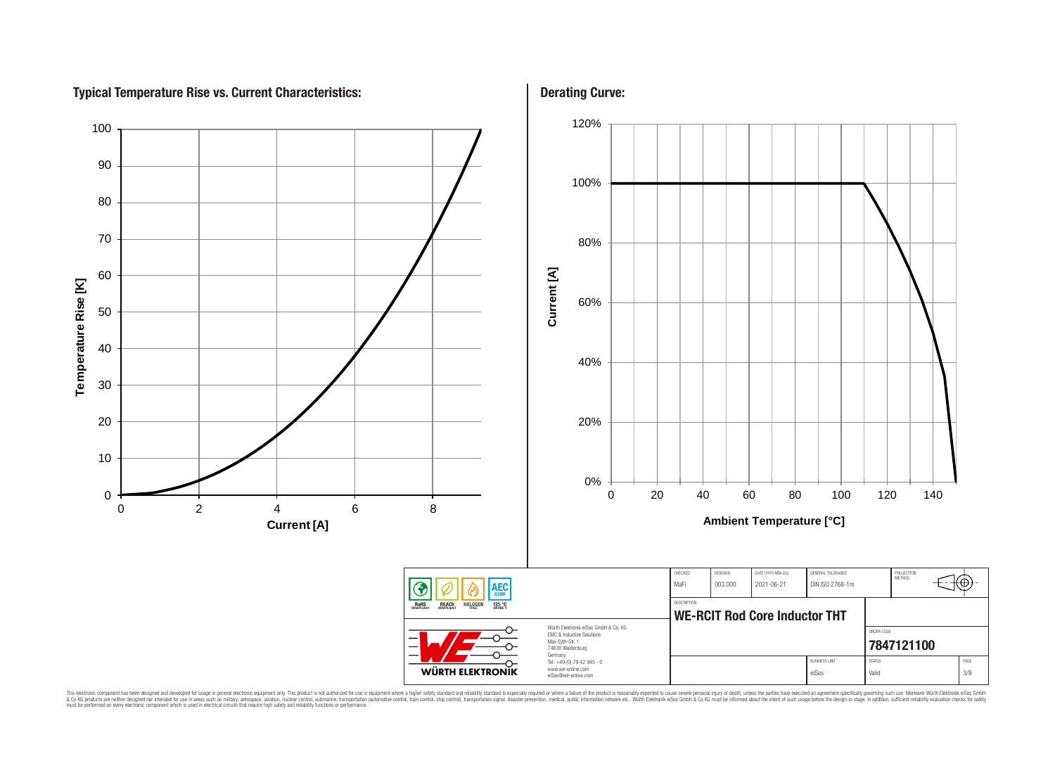## Typical Temperature Rise vs. Current Characteristics:

Temperature Rise [K]

Current [A]

## Derating Curve:

Current [A]

Ambient Temperature [°C]

| CHECKED | REVISION | DATE (YYYY-MM-DD) | GENERAL TOLERANCE | PROJECTION METHOD |
|---|---|---|---|---|
| MaFi | 003.000 | 2021-06-21 | DIN ISO 2768-1m | |

DESCRIPTION

**WE-RCIT Rod Core Inductor THT**

ORDER CODE

**7847121100**

| BUSINESS UNIT | STATUS | PAGE |
|---|---|---|
| eiSos | Valid | 3/9 |

RoHS COMPLIANT | REACh COMPLIANT | HALOGEN FREE | AEC Q200 125 °C GRADE 1

Würth Elektronik eiSos GmbH & Co. KG
EMC & Inductive Solutions
Max-Eyth-Str. 1
74638 Waldenburg
Germany
Tel. +49 (0) 79 42 945 - 0
www.we-online.com
eiSos@we-online.com

WÜRTH ELEKTRONIK

This electronic component has been designed and developed for usage in general electronic equipment only. This product is not authorized for use in equipment where a higher safety standard and reliability standard is especially required or where a failure of the product is reasonably expected to cause severe personal injury or death, unless the parties have executed an agreement specifically governing such use. Moreover Würth Elektronik eiSos GmbH & Co KG products are neither designed nor intended for use in areas such as military, aerospace, aviation, nuclear control, submarine, transportation (automotive control, train control, ship control), transportation signal, disaster prevention, medical, public information network etc.. Würth Elektronik eiSos GmbH & Co KG must be informed about the intent of such usage before the design-in stage. In addition, sufficient reliability evaluation checks for safety must be performed on every electronic component which is used in electrical circuits that require high safety and reliability functions or performance.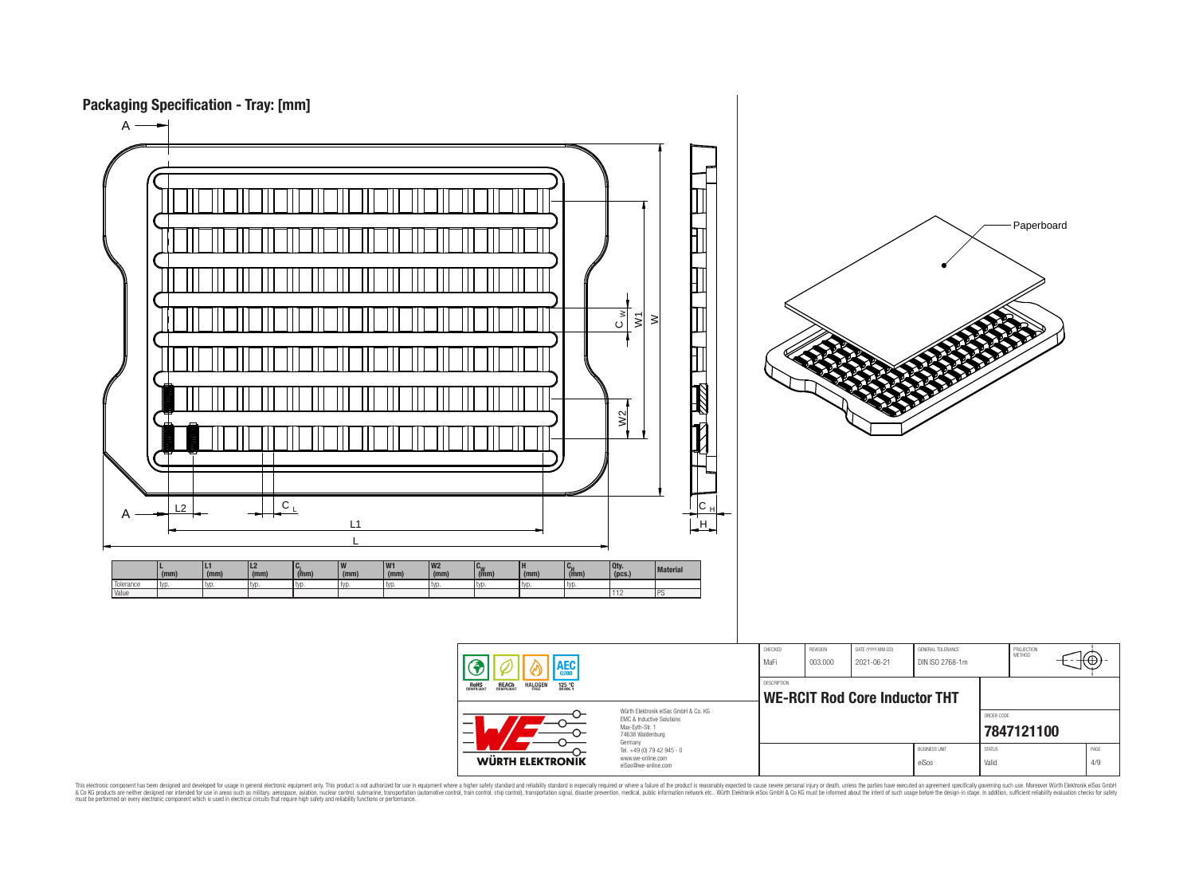## Packaging Specification - Tray: [mm]

Paperboard

| | L (mm) | L1 (mm) | L2 (mm) | $C_L$ (mm) | W (mm) | W1 (mm) | W2 (mm) | $C_W$ (mm) | H (mm) | $C_H$ (mm) | Qty. (pcs.) | Material |
|---|---|---|---|---|---|---|---|---|---|---|---|---|
| Tolerance | typ. | typ. | typ. | typ. | typ. | typ. | typ. | typ. | typ. | typ. | | |
| Value | | | | | | | | | | | 112 | PS |

| CHECKED | REVISION | DATE (YYYY-MM-DD) | GENERAL TOLERANCE | PROJECTION METHOD |
|---|---|---|---|---|
| MaFi | 003.000 | 2021-06-21 | DIN ISO 2768-1m | |

DESCRIPTION

**WE-RCIT Rod Core Inductor THT**

ORDER CODE

**7847121100**

| BUSINESS UNIT | STATUS | PAGE |
|---|---|---|
| eiSos | Valid | 4/9 |

RoHS COMPLIANT · REACh COMPLIANT · HALOGEN FREE · 125 °C GRADE 1 · AEC Q200

Würth Elektronik eiSos GmbH & Co. KG
EMC & Inductive Solutions
Max-Eyth-Str. 1
74638 Waldenburg
Germany
Tel. +49 (0) 79 42 945 - 0
www.we-online.com
eiSos@we-online.com

WÜRTH ELEKTRONIK

This electronic component has been designed and developed for usage in general electronic equipment only. This product is not authorized for use in equipment where a higher safety standard and reliability standard is especially required or where a failure of the product is reasonably expected to cause severe personal injury or death, unless the parties have executed an agreement specifically governing such use. Moreover Würth Elektronik eiSos GmbH & Co KG products are neither designed nor intended for use in areas such as military, aerospace, aviation, nuclear control, submarine, transportation (automotive control, train control, ship control), transportation signal, disaster prevention, medical, public information network etc.. Würth Elektronik eiSos GmbH & Co KG must be informed about the intent of such usage before the design-in stage. In addition, sufficient reliability evaluation checks for safety must be performed on every electronic component which is used in electrical circuits that require high safety and reliability functions or performance.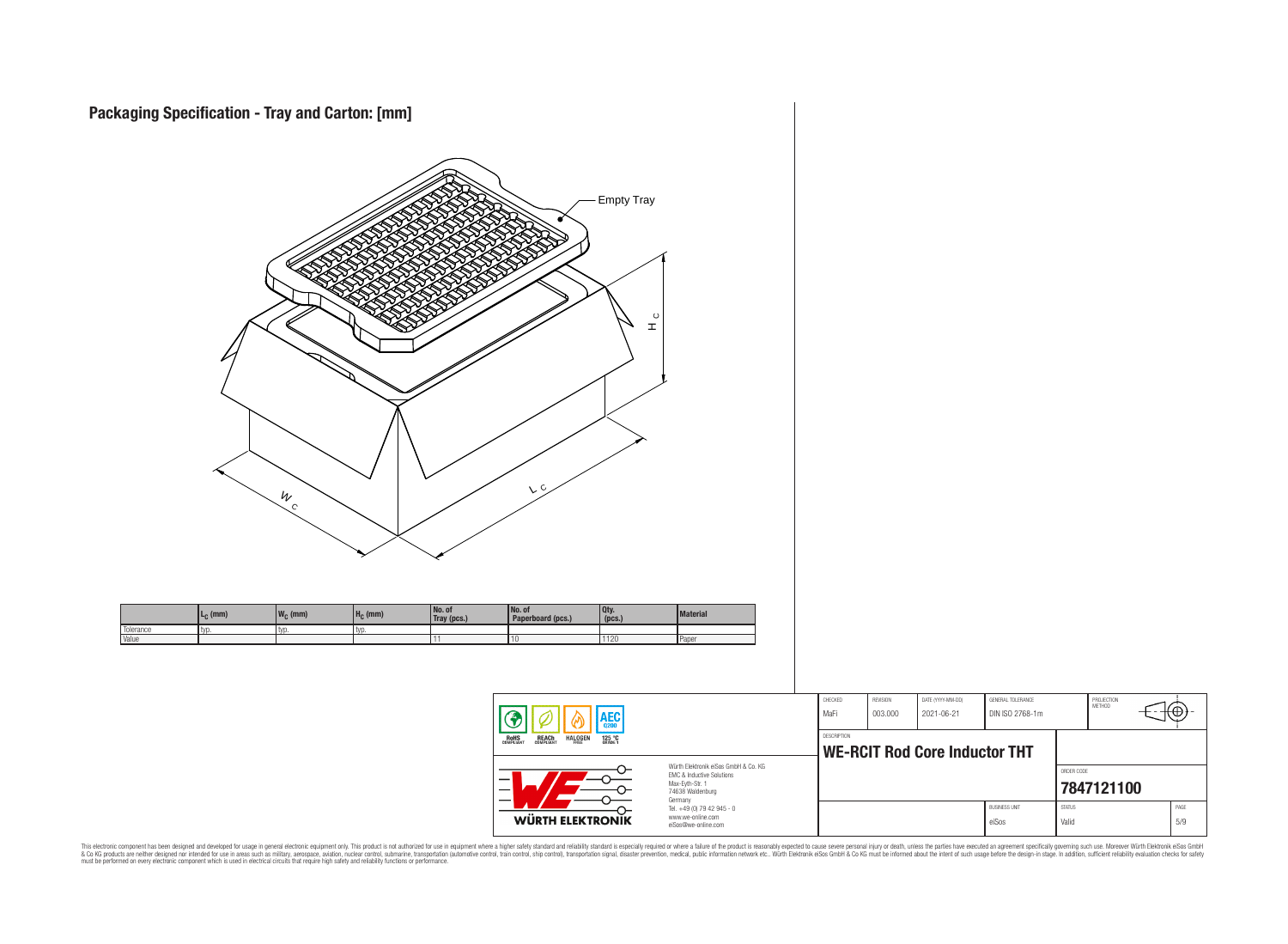# Packaging Specification - Tray and Carton: [mm]

Empty Tray

$H_C$

$W_C$

$L_C$

| | $L_C$ (mm) | $W_C$ (mm) | $H_C$ (mm) | No. of Tray (pcs.) | No. of Paperboard (pcs.) | Qty. (pcs.) | Material |
|---|---|---|---|---|---|---|---|
| Tolerance | typ. | typ. | typ. | | | | |
| Value | | | | 11 | 10 | 1120 | Paper |

| | | CHECKED | REVISION | DATE (YYYY-MM-DD) | GENERAL TOLERANCE | PROJECTION METHOD |
|---|---|---|---|---|---|---|
| RoHS COMPLIANT, REACh COMPLIANT, HALOGEN FREE, AEC Q200, 125 °C GRADE 1 | | MaFi | 003.000 | 2021-06-21 | DIN ISO 2768-1m | |
| WÜRTH ELEKTRONIK | Würth Elektronik eiSos GmbH & Co. KG<br>EMC & Inductive Solutions<br>Max-Eyth-Str. 1<br>74638 Waldenburg<br>Germany<br>Tel. +49 (0) 79 42 945 - 0<br>www.we-online.com<br>eiSos@we-online.com | DESCRIPTION<br>**WE-RCIT Rod Core Inductor THT** | | | ORDER CODE<br>**7847121100** | |
| | | | | | BUSINESS UNIT<br>eiSos | STATUS<br>Valid | PAGE<br>5/9 |

This electronic component has been designed and developed for usage in general electronic equipment only. This product is not authorized for use in equipment where a higher safety standard and reliability standard is especially required or where a failure of the product is reasonably expected to cause severe personal injury or death, unless the parties have executed an agreement specifically governing such use. Moreover Würth Elektronik eiSos GmbH & Co KG products are neither designed nor intended for use in areas such as military, aerospace, aviation, nuclear control, submarine, transportation (automotive control, train control, ship control), transportation signal, disaster prevention, medical, public information network etc.. Würth Elektronik eiSos GmbH & Co KG must be informed about the intent of such usage before the design-in stage. In addition, sufficient reliability evaluation checks for safety must be performed on every electronic component which is used in electrical circuits that require high safety and reliability functions or performance.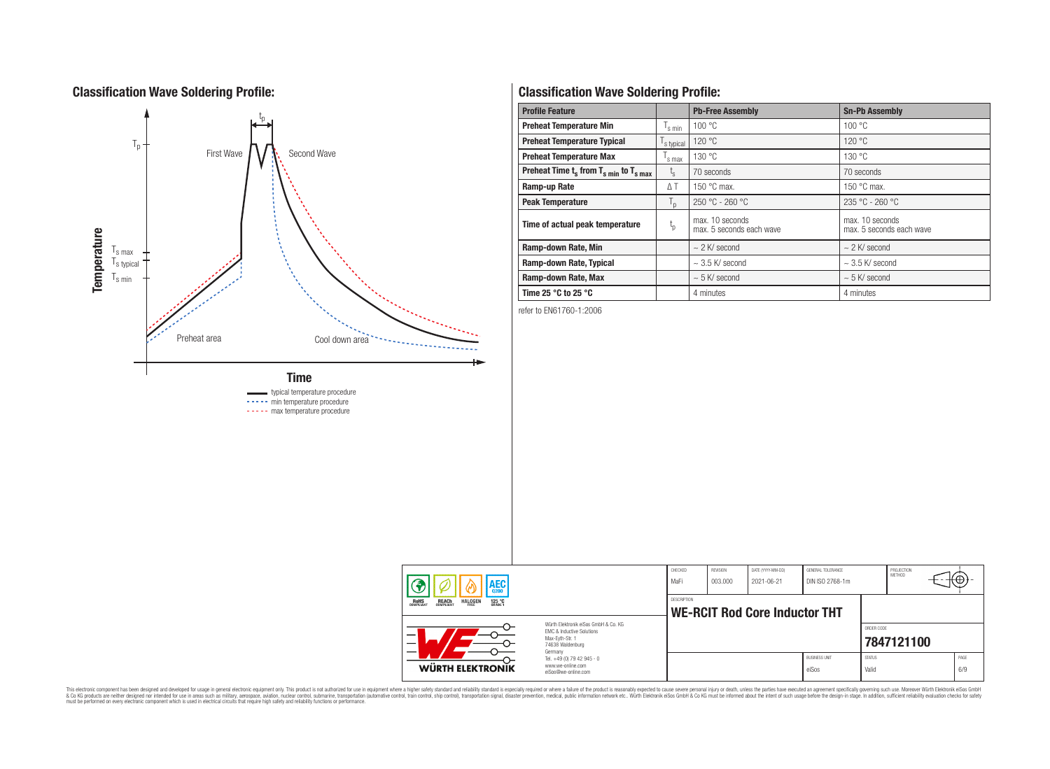## Classification Wave Soldering Profile:

Temperature

$T_p$

$T_{s\,max}$

$T_{s\,typical}$

$T_{s\,min}$

$t_p$

First Wave

Second Wave

Preheat area

Cool down area

Time

typical temperature procedure

min temperature procedure

max temperature procedure

## Classification Wave Soldering Profile:

| Profile Feature | | Pb-Free Assembly | Sn-Pb Assembly |
|---|---|---|---|
| Preheat Temperature Min | $T_{s\,min}$ | 100 °C | 100 °C |
| Preheat Temperature Typical | $T_{s\,typical}$ | 120 °C | 120 °C |
| Preheat Temperature Max | $T_{s\,max}$ | 130 °C | 130 °C |
| Preheat Time $t_s$ from $T_{s\,min}$ to $T_{s\,max}$ | $t_s$ | 70 seconds | 70 seconds |
| Ramp-up Rate | $\Delta T$ | 150 °C max. | 150 °C max. |
| Peak Temperature | $T_p$ | 250 °C - 260 °C | 235 °C - 260 °C |
| Time of actual peak temperature | $t_p$ | max. 10 seconds<br>max. 5 seconds each wave | max. 10 seconds<br>max. 5 seconds each wave |
| Ramp-down Rate, Min | | ~ 2 K/ second | ~ 2 K/ second |
| Ramp-down Rate, Typical | | ~ 3.5 K/ second | ~ 3.5 K/ second |
| Ramp-down Rate, Max | | ~ 5 K/ second | ~ 5 K/ second |
| Time 25 °C to 25 °C | | 4 minutes | 4 minutes |

refer to EN61760-1:2006

| CHECKED | REVISION | DATE (YYYY-MM-DD) | GENERAL TOLERANCE | PROJECTION METHOD |
|---|---|---|---|---|
| MaFi | 003.000 | 2021-06-21 | DIN ISO 2768-1m | |

DESCRIPTION: **WE-RCIT Rod Core Inductor THT**

ORDER CODE: **7847121100**

BUSINESS UNIT: eiSos | STATUS: Valid | PAGE: 6/9

Würth Elektronik eiSos GmbH & Co. KG
EMC & Inductive Solutions
Max-Eyth-Str. 1
74638 Waldenburg
Germany
Tel. +49 (0) 79 42 945 - 0
www.we-online.com
eiSos@we-online.com

This electronic component has been designed and developed for usage in general electronic equipment only. This product is not authorized for use in equipment where a higher safety standard and reliability standard is especially required or where a failure of the product is reasonably expected to cause severe personal injury or death, unless the parties have executed an agreement specifically governing such use. Moreover Würth Elektronik eiSos GmbH & Co KG products are neither designed nor intended for use in areas such as military, aerospace, aviation, nuclear control, submarine, transportation (automotive control, train control, ship control), transportation signal, disaster prevention, medical, public information network etc.. Würth Elektronik eiSos GmbH & Co KG must be informed about the intent of such usage before the design-in stage. In addition, sufficient reliability evaluation checks for safety must be performed on every electronic component which is used in electrical circuits that require high safety and reliability functions or performance.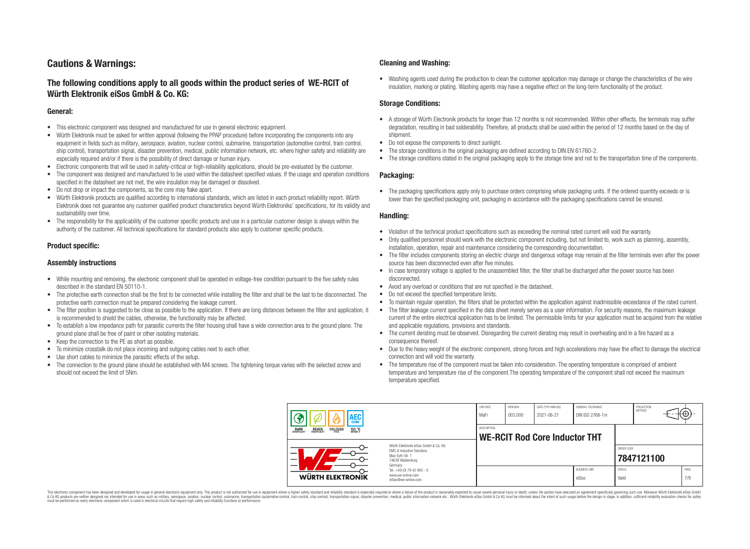# Cautions & Warnings:

## The following conditions apply to all goods within the product series of WE-RCIT of Würth Elektronik eiSos GmbH & Co. KG:

### General:

- This electronic component was designed and manufactured for use in general electronic equipment.
- Würth Elektronik must be asked for written approval (following the PPAP procedure) before incorporating the components into any equipment in fields such as military, aerospace, aviation, nuclear control, submarine, transportation (automotive control, train control, ship control), transportation signal, disaster prevention, medical, public information network, etc. where higher safety and reliability are especially required and/or if there is the possibility of direct damage or human injury.
- Electronic components that will be used in safety-critical or high-reliability applications, should be pre-evaluated by the customer.
- The component was designed and manufactured to be used within the datasheet specified values. If the usage and operation conditions specified in the datasheet are not met, the wire insulation may be damaged or dissolved.
- Do not drop or impact the components, as the core may flake apart.
- Würth Elektronik products are qualified according to international standards, which are listed in each product reliability report. Würth Elektronik does not guarantee any customer qualified product characteristics beyond Würth Elektroniks' specifications, for its validity and sustainability over time.
- The responsibility for the applicability of the customer specific products and use in a particular customer design is always within the authority of the customer. All technical specifications for standard products also apply to customer specific products.

### Product specific:

### Assembly instructions

- While mounting and removing, the electronic component shall be operated in voltage-free condition pursuant to the five safety rules described in the standard EN 50110-1.
- The protective earth connection shall be the first to be connected while installing the filter and shall be the last to be disconnected. The protective earth connection must be prepared considering the leakage current.
- The filter position is suggested to be close as possible to the application. If there are long distances between the filter and application, it is recommended to shield the cables, otherwise, the functionality may be affected.
- To establish a low impedance path for parasitic currents the filter housing shall have a wide connection area to the ground plane. The ground plane shall be free of paint or other isolating materials.
- Keep the connection to the PE as short as possible.
- To minimize crosstalk do not place incoming and outgoing cables next to each other.
- Use short cables to minimize the parasitic effects of the setup.
- The connection to the ground plane should be established with M4 screws. The tightening torque varies with the selected screw and should not exceed the limit of 5Nm.

### Cleaning and Washing:

- Washing agents used during the production to clean the customer application may damage or change the characteristics of the wire insulation, marking or plating. Washing agents may have a negative effect on the long-term functionality of the product.

### Storage Conditions:

- A storage of Würth Electronik products for longer than 12 months is not recommended. Within other effects, the terminals may suffer degradation, resulting in bad solderability. Therefore, all products shall be used within the period of 12 months based on the day of shipment.
- Do not expose the components to direct sunlight.
- The storage conditions in the original packaging are defined according to DIN EN 61760-2.
- The storage conditions stated in the original packaging apply to the storage time and not to the transportation time of the components.

### Packaging:

- The packaging specifications apply only to purchase orders comprising whole packaging units. If the ordered quantity exceeds or is lower than the specified packaging unit, packaging in accordance with the packaging specifications cannot be ensured.

### Handling:

- Violation of the technical product specifications such as exceeding the nominal rated current will void the warranty.
- Only qualified personnel should work with the electronic component including, but not limited to, work such as planning, assembly, installation, operation, repair and maintenance considering the corresponding documentation.
- The filter includes components storing an electric charge and dangerous voltage may remain at the filter terminals even after the power source has been disconnected even after five minutes.
- In case temporary voltage is applied to the unassembled filter, the filter shall be discharged after the power source has been disconnected.
- Avoid any overload or conditions that are not specified in the datasheet.
- Do not exceed the specified temperature limits.
- To maintain regular operation, the filters shall be protected within the application against inadmissible exceedance of the rated current.
- The filter leakage current specified in the data sheet merely serves as a user information. For security reasons, the maximum leakage current of the entire electrical application has to be limited. The permissible limits for your application must be acquired from the relative and applicable regulations, provisions and standards.
- The current derating must be observed. Disregarding the current derating may result in overheating and in a fire hazard as a consequence thereof.
- Due to the heavy weight of the electronic component, strong forces and high accelerations may have the effect to damage the electrical connection and will void the warranty.
- The temperature rise of the component must be taken into consideration. The operating temperature is comprised of ambient temperature and temperature rise of the component.The operating temperature of the component shall not exceed the maximum temperature specified.

| CHECKED | REVISION | DATE (YYYY-MM-DD) | GENERAL TOLERANCE | PROJECTION METHOD |
|---|---|---|---|---|
| MaFi | 003.000 | 2021-06-21 | DIN ISO 2768-1m | |

DESCRIPTION: **WE-RCIT Rod Core Inductor THT**

ORDER CODE: **7847121100**

| BUSINESS UNIT | STATUS | PAGE |
|---|---|---|
| eiSos | Valid | 7/9 |

Würth Elektronik eiSos GmbH & Co. KG
EMC & Inductive Solutions
Max-Eyth-Str. 1
74638 Waldenburg
Germany
Tel. +49 (0) 79 42 945 - 0
www.we-online.com
eiSos@we-online.com

This electronic component has been designed and developed for usage in general electronic equipment only. This product is not authorized for use in equipment where a higher safety standard and reliability standard is especially required or where a failure of the product is reasonably expected to cause severe personal injury or death, unless the parties have executed an agreement specifically governing such use. Moreover Würth Elektronik eiSos GmbH & Co KG products are neither designed nor intended for use in areas such as military, aerospace, aviation, nuclear control, submarine, transportation (automotive control, train control, ship control), transportation signal, disaster prevention, medical, public information network etc.. Würth Elektronik eiSos GmbH & Co KG must be informed about the intent of such usage before the design-in stage. In addition, sufficient reliability evaluation checks for safety must be performed on every electronic component which is used in electrical circuits that require high safety and reliability functions or performance.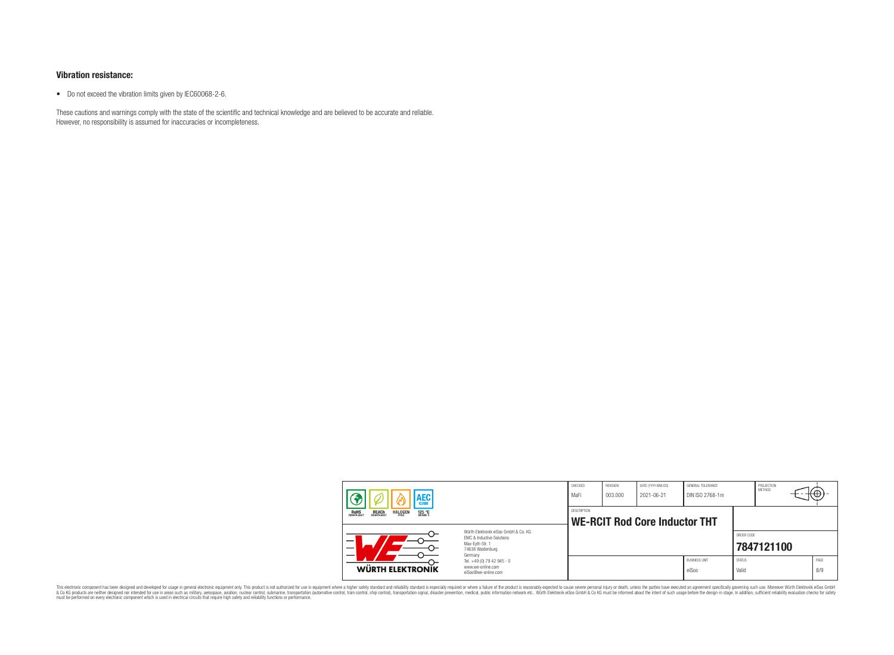### Vibration resistance:

- Do not exceed the vibration limits given by IEC60068-2-6.

These cautions and warnings comply with the state of the scientific and technical knowledge and are believed to be accurate and reliable.
However, no responsibility is assumed for inaccuracies or incompleteness.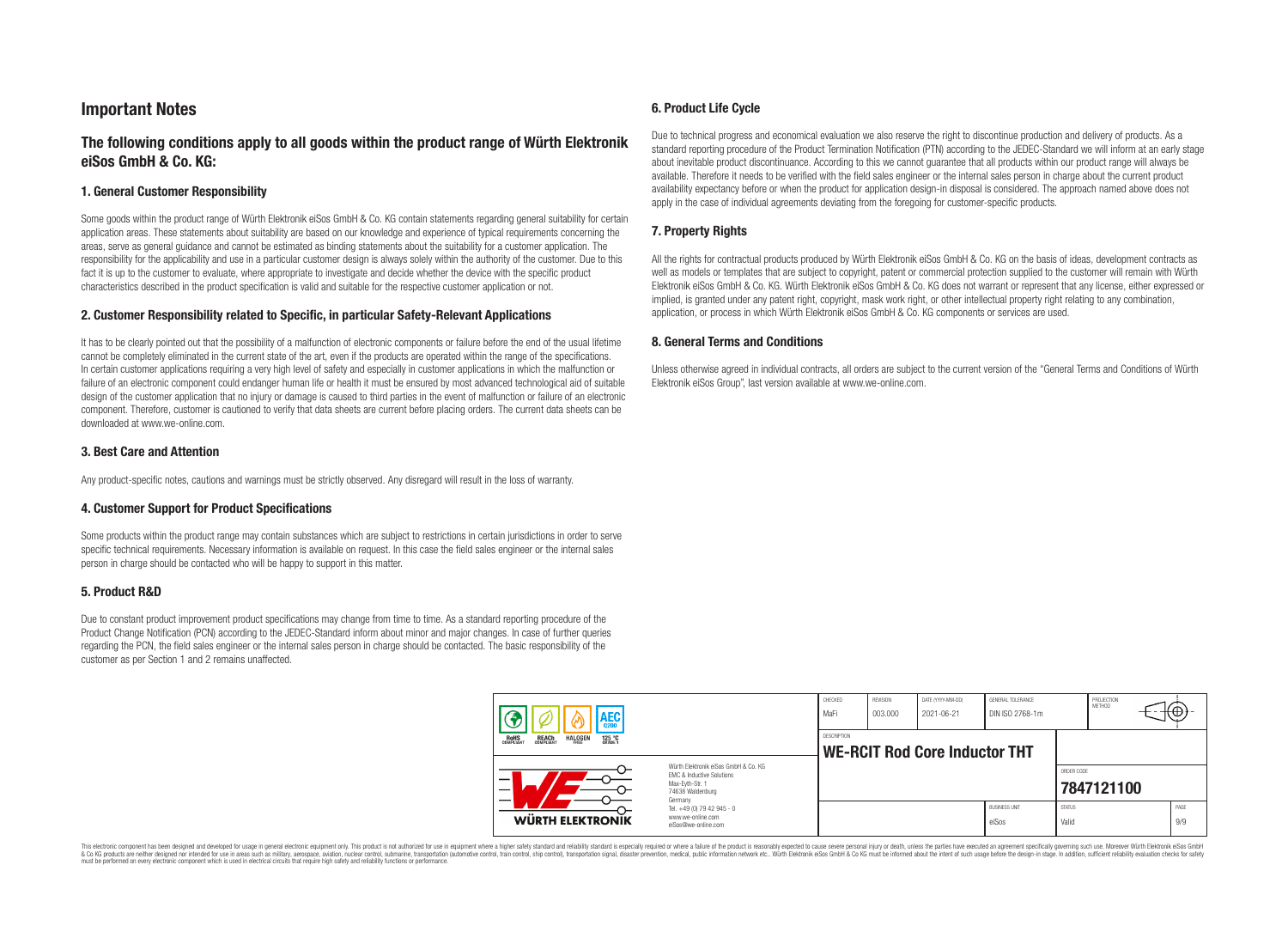# Important Notes

## The following conditions apply to all goods within the product range of Würth Elektronik eiSos GmbH & Co. KG:

### 1. General Customer Responsibility

Some goods within the product range of Würth Elektronik eiSos GmbH & Co. KG contain statements regarding general suitability for certain application areas. These statements about suitability are based on our knowledge and experience of typical requirements concerning the areas, serve as general guidance and cannot be estimated as binding statements about the suitability for a customer application. The responsibility for the applicability and use in a particular customer design is always solely within the authority of the customer. Due to this fact it is up to the customer to evaluate, where appropriate to investigate and decide whether the device with the specific product characteristics described in the product specification is valid and suitable for the respective customer application or not.

### 2. Customer Responsibility related to Specific, in particular Safety-Relevant Applications

It has to be clearly pointed out that the possibility of a malfunction of electronic components or failure before the end of the usual lifetime cannot be completely eliminated in the current state of the art, even if the products are operated within the range of the specifications. In certain customer applications requiring a very high level of safety and especially in customer applications in which the malfunction or failure of an electronic component could endanger human life or health it must be ensured by most advanced technological aid of suitable design of the customer application that no injury or damage is caused to third parties in the event of malfunction or failure of an electronic component. Therefore, customer is cautioned to verify that data sheets are current before placing orders. The current data sheets can be downloaded at www.we-online.com.

### 3. Best Care and Attention

Any product-specific notes, cautions and warnings must be strictly observed. Any disregard will result in the loss of warranty.

### 4. Customer Support for Product Specifications

Some products within the product range may contain substances which are subject to restrictions in certain jurisdictions in order to serve specific technical requirements. Necessary information is available on request. In this case the field sales engineer or the internal sales person in charge should be contacted who will be happy to support in this matter.

### 5. Product R&D

Due to constant product improvement product specifications may change from time to time. As a standard reporting procedure of the Product Change Notification (PCN) according to the JEDEC-Standard inform about minor and major changes. In case of further queries regarding the PCN, the field sales engineer or the internal sales person in charge should be contacted. The basic responsibility of the customer as per Section 1 and 2 remains unaffected.

### 6. Product Life Cycle

Due to technical progress and economical evaluation we also reserve the right to discontinue production and delivery of products. As a standard reporting procedure of the Product Termination Notification (PTN) according to the JEDEC-Standard we will inform at an early stage about inevitable product discontinuance. According to this we cannot guarantee that all products within our product range will always be available. Therefore it needs to be verified with the field sales engineer or the internal sales person in charge about the current product availability expectancy before or when the product for application design-in disposal is considered. The approach named above does not apply in the case of individual agreements deviating from the foregoing for customer-specific products.

### 7. Property Rights

All the rights for contractual products produced by Würth Elektronik eiSos GmbH & Co. KG on the basis of ideas, development contracts as well as models or templates that are subject to copyright, patent or commercial protection supplied to the customer will remain with Würth Elektronik eiSos GmbH & Co. KG. Würth Elektronik eiSos GmbH & Co. KG does not warrant or represent that any license, either expressed or implied, is granted under any patent right, copyright, mask work right, or other intellectual property right relating to any combination, application, or process in which Würth Elektronik eiSos GmbH & Co. KG components or services are used.

### 8. General Terms and Conditions

Unless otherwise agreed in individual contracts, all orders are subject to the current version of the "General Terms and Conditions of Würth Elektronik eiSos Group", last version available at www.we-online.com.

| | | | | | | |
|---|---|---|---|---|---|---|
| RoHS COMPLIANT, REACh COMPLIANT, HALOGEN FREE, AEC Q200 125 °C GRADE 1 | CHECKED MaFi | REVISION 003.000 | DATE (YYYY-MM-DD) 2021-06-21 | GENERAL TOLERANCE DIN ISO 2768-1m | PROJECTION METHOD | |
| | DESCRIPTION **WE-RCIT Rod Core Inductor THT** | | | | | |
| WÜRTH ELEKTRONIK — Würth Elektronik eiSos GmbH & Co. KG, EMC & Inductive Solutions, Max-Eyth-Str. 1, 74638 Waldenburg, Germany, Tel. +49 (0) 79 42 945 - 0, www.we-online.com, eiSos@we-online.com | | | | | ORDER CODE **7847121100** | |
| | | | | BUSINESS UNIT eiSos | STATUS Valid | PAGE 9/9 |

This electronic component has been designed and developed for usage in general electronic equipment only. This product is not authorized for use in equipment where a higher safety standard and reliability standard is especially required or where a failure of the product is reasonably expected to cause severe personal injury or death, unless the parties have executed an agreement specifically governing such use. Moreover Würth Elektronik eiSos GmbH & Co KG products are neither designed nor intended for use in areas such as military, aerospace, aviation, nuclear control, submarine, transportation (automotive control, train control, ship control), transportation signal, disaster prevention, medical, public information network etc.. Würth Elektronik eiSos GmbH & Co KG must be informed about the intent of such usage before the design-in stage. In addition, sufficient reliability evaluation checks for safety must be performed on every electronic component which is used in electrical circuits that require high safety and reliability functions or performance.